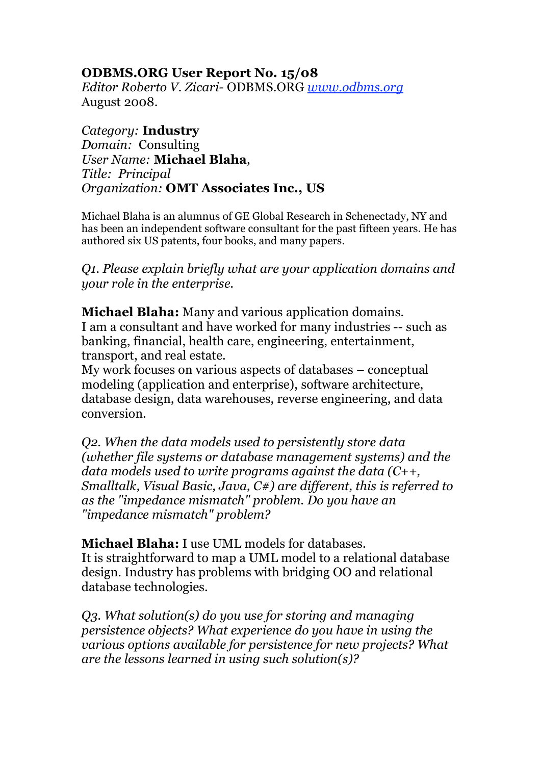**ODBMS.ORG User Report No. 15/08**
*Editor Roberto V. Zicari-* ODBMS.ORG *[www.odbms.org](http://www.odbms.org)*
August 2008.

*Category:* **Industry**
*Domain:* Consulting
*User Name:* **Michael Blaha**,
*Title: Principal*
*Organization:* **OMT Associates Inc., US**

Michael Blaha is an alumnus of GE Global Research in Schenectady, NY and has been an independent software consultant for the past fifteen years. He has authored six US patents, four books, and many papers.

*Q1. Please explain briefly what are your application domains and your role in the enterprise.*

**Michael Blaha:** Many and various application domains.
I am a consultant and have worked for many industries -- such as banking, financial, health care, engineering, entertainment, transport, and real estate.
My work focuses on various aspects of databases – conceptual modeling (application and enterprise), software architecture, database design, data warehouses, reverse engineering, and data conversion.

*Q2. When the data models used to persistently store data (whether file systems or database management systems) and the data models used to write programs against the data (C++, Smalltalk, Visual Basic, Java, C#) are different, this is referred to as the "impedance mismatch" problem. Do you have an "impedance mismatch" problem?*

**Michael Blaha:** I use UML models for databases.
It is straightforward to map a UML model to a relational database design. Industry has problems with bridging OO and relational database technologies.

*Q3. What solution(s) do you use for storing and managing persistence objects? What experience do you have in using the various options available for persistence for new projects? What are the lessons learned in using such solution(s)?*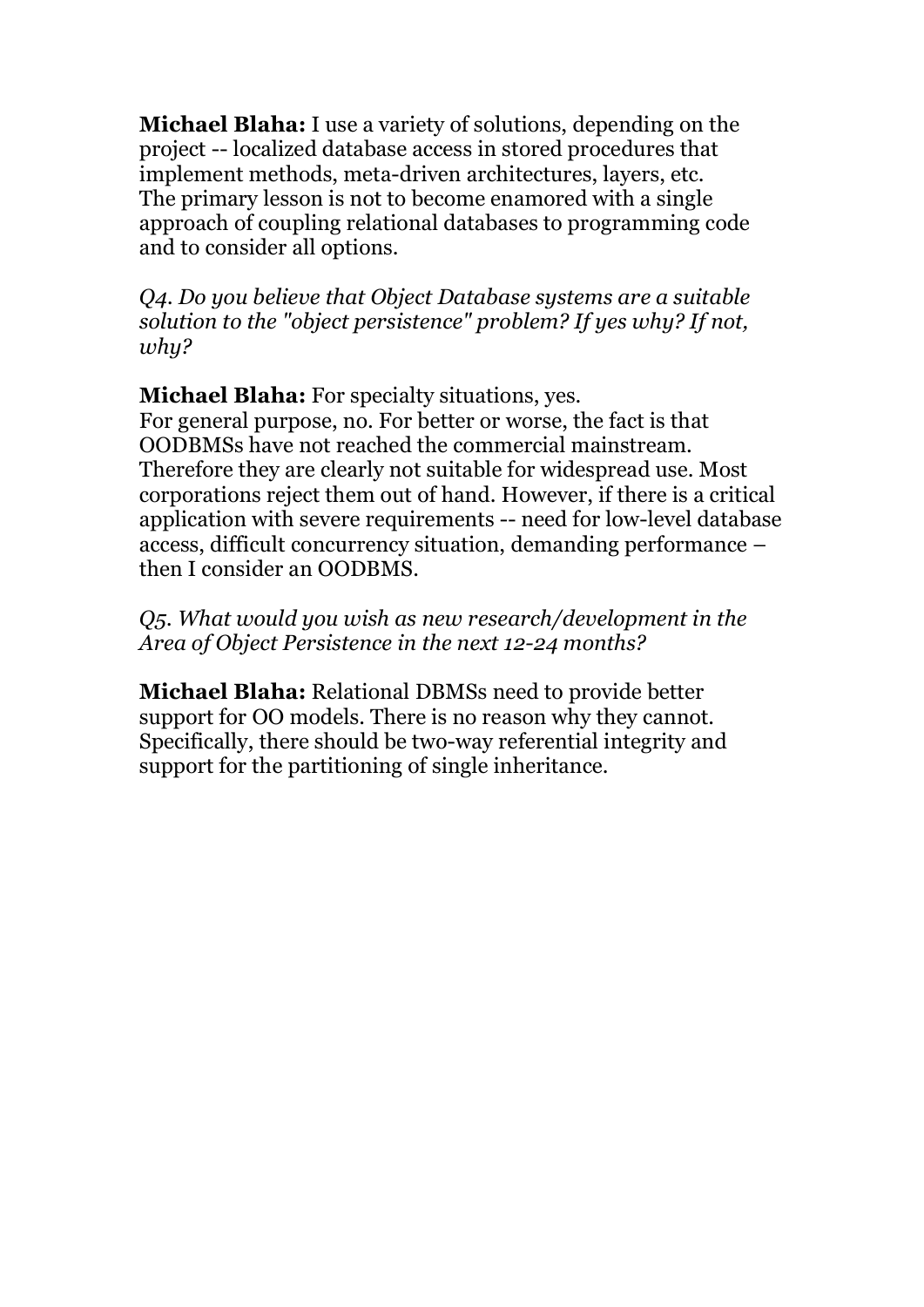**Michael Blaha:** I use a variety of solutions, depending on the project -- localized database access in stored procedures that implement methods, meta-driven architectures, layers, etc. The primary lesson is not to become enamored with a single approach of coupling relational databases to programming code and to consider all options.

*Q4. Do you believe that Object Database systems are a suitable solution to the "object persistence" problem? If yes why? If not, why?*

**Michael Blaha:** For specialty situations, yes.
For general purpose, no. For better or worse, the fact is that OODBMSs have not reached the commercial mainstream. Therefore they are clearly not suitable for widespread use. Most corporations reject them out of hand. However, if there is a critical application with severe requirements -- need for low-level database access, difficult concurrency situation, demanding performance – then I consider an OODBMS.

*Q5. What would you wish as new research/development in the Area of Object Persistence in the next 12-24 months?*

**Michael Blaha:** Relational DBMSs need to provide better support for OO models. There is no reason why they cannot. Specifically, there should be two-way referential integrity and support for the partitioning of single inheritance.